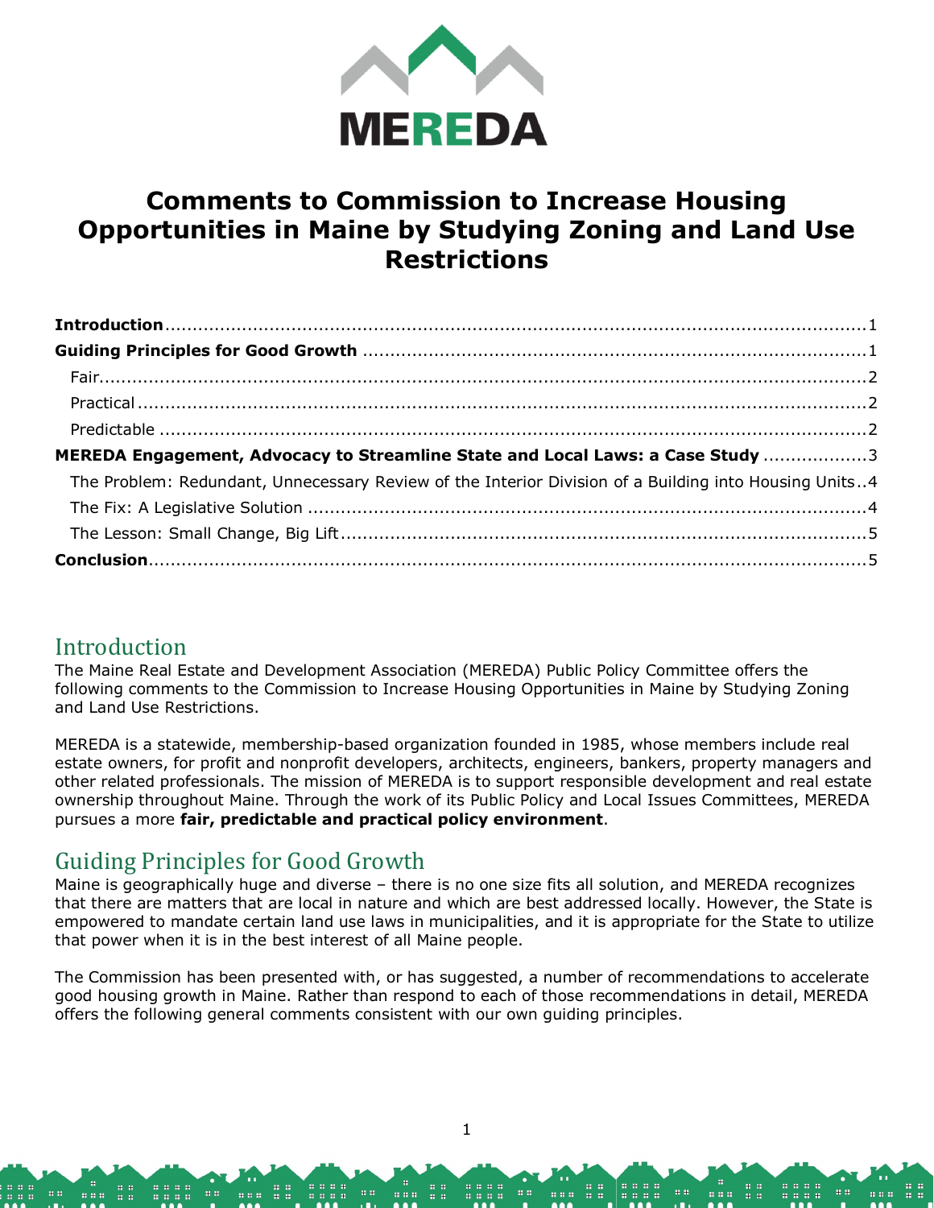MEREDA

# Comments to Commission to Increase Housing Opportunities in Maine by Studying Zoning and Land Use Restrictions

**Introduction** .......... 1
**Guiding Principles for Good Growth** .......... 1
- Fair .......... 2
- Practical .......... 2
- Predictable .......... 2

**MEREDA Engagement, Advocacy to Streamline State and Local Laws: a Case Study** .......... 3
- The Problem: Redundant, Unnecessary Review of the Interior Division of a Building into Housing Units .......... 4
- The Fix: A Legislative Solution .......... 4
- The Lesson: Small Change, Big Lift .......... 5

**Conclusion** .......... 5

## Introduction

The Maine Real Estate and Development Association (MEREDA) Public Policy Committee offers the following comments to the Commission to Increase Housing Opportunities in Maine by Studying Zoning and Land Use Restrictions.

MEREDA is a statewide, membership-based organization founded in 1985, whose members include real estate owners, for profit and nonprofit developers, architects, engineers, bankers, property managers and other related professionals. The mission of MEREDA is to support responsible development and real estate ownership throughout Maine. Through the work of its Public Policy and Local Issues Committees, MEREDA pursues a more **fair, predictable and practical policy environment**.

## Guiding Principles for Good Growth

Maine is geographically huge and diverse – there is no one size fits all solution, and MEREDA recognizes that there are matters that are local in nature and which are best addressed locally. However, the State is empowered to mandate certain land use laws in municipalities, and it is appropriate for the State to utilize that power when it is in the best interest of all Maine people.

The Commission has been presented with, or has suggested, a number of recommendations to accelerate good housing growth in Maine. Rather than respond to each of those recommendations in detail, MEREDA offers the following general comments consistent with our own guiding principles.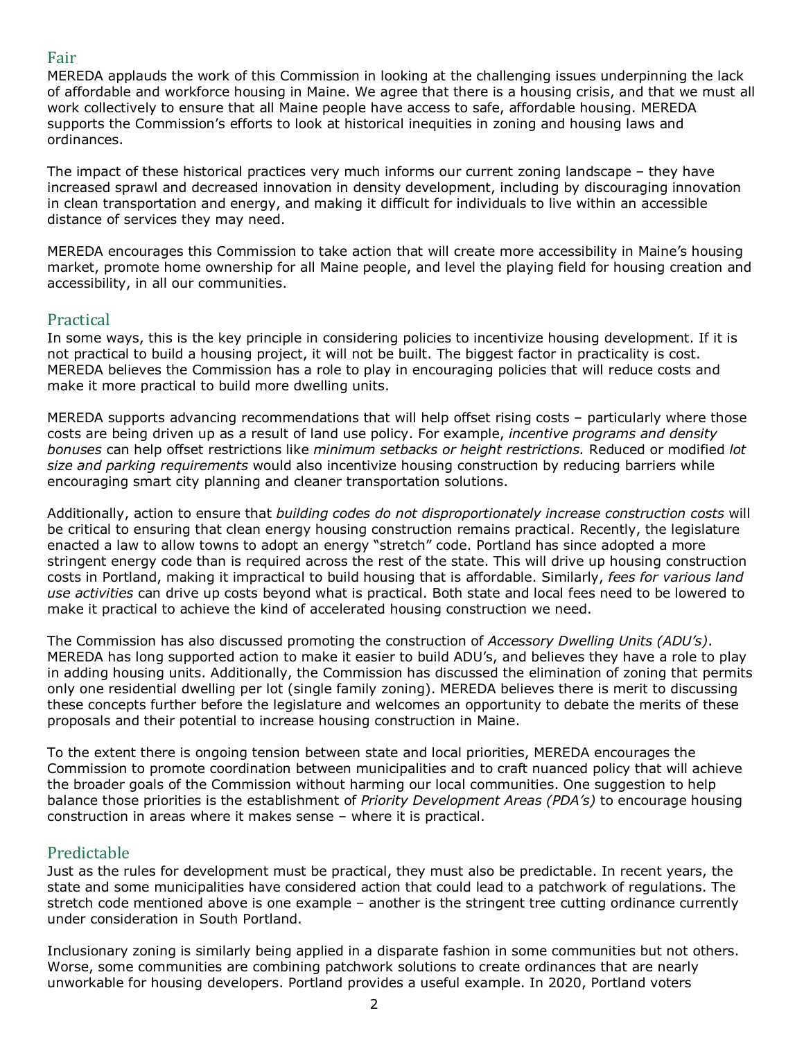## Fair

MEREDA applauds the work of this Commission in looking at the challenging issues underpinning the lack of affordable and workforce housing in Maine. We agree that there is a housing crisis, and that we must all work collectively to ensure that all Maine people have access to safe, affordable housing. MEREDA supports the Commission's efforts to look at historical inequities in zoning and housing laws and ordinances.

The impact of these historical practices very much informs our current zoning landscape – they have increased sprawl and decreased innovation in density development, including by discouraging innovation in clean transportation and energy, and making it difficult for individuals to live within an accessible distance of services they may need.

MEREDA encourages this Commission to take action that will create more accessibility in Maine's housing market, promote home ownership for all Maine people, and level the playing field for housing creation and accessibility, in all our communities.

## Practical

In some ways, this is the key principle in considering policies to incentivize housing development. If it is not practical to build a housing project, it will not be built. The biggest factor in practicality is cost. MEREDA believes the Commission has a role to play in encouraging policies that will reduce costs and make it more practical to build more dwelling units.

MEREDA supports advancing recommendations that will help offset rising costs – particularly where those costs are being driven up as a result of land use policy. For example, *incentive programs and density bonuses* can help offset restrictions like *minimum setbacks or height restrictions.* Reduced or modified *lot size and parking requirements* would also incentivize housing construction by reducing barriers while encouraging smart city planning and cleaner transportation solutions.

Additionally, action to ensure that *building codes do not disproportionately increase construction costs* will be critical to ensuring that clean energy housing construction remains practical. Recently, the legislature enacted a law to allow towns to adopt an energy "stretch" code. Portland has since adopted a more stringent energy code than is required across the rest of the state. This will drive up housing construction costs in Portland, making it impractical to build housing that is affordable. Similarly, *fees for various land use activities* can drive up costs beyond what is practical. Both state and local fees need to be lowered to make it practical to achieve the kind of accelerated housing construction we need.

The Commission has also discussed promoting the construction of *Accessory Dwelling Units (ADU's)*. MEREDA has long supported action to make it easier to build ADU's, and believes they have a role to play in adding housing units. Additionally, the Commission has discussed the elimination of zoning that permits only one residential dwelling per lot (single family zoning). MEREDA believes there is merit to discussing these concepts further before the legislature and welcomes an opportunity to debate the merits of these proposals and their potential to increase housing construction in Maine.

To the extent there is ongoing tension between state and local priorities, MEREDA encourages the Commission to promote coordination between municipalities and to craft nuanced policy that will achieve the broader goals of the Commission without harming our local communities. One suggestion to help balance those priorities is the establishment of *Priority Development Areas (PDA's)* to encourage housing construction in areas where it makes sense – where it is practical.

## Predictable

Just as the rules for development must be practical, they must also be predictable. In recent years, the state and some municipalities have considered action that could lead to a patchwork of regulations. The stretch code mentioned above is one example – another is the stringent tree cutting ordinance currently under consideration in South Portland.

Inclusionary zoning is similarly being applied in a disparate fashion in some communities but not others. Worse, some communities are combining patchwork solutions to create ordinances that are nearly unworkable for housing developers. Portland provides a useful example. In 2020, Portland voters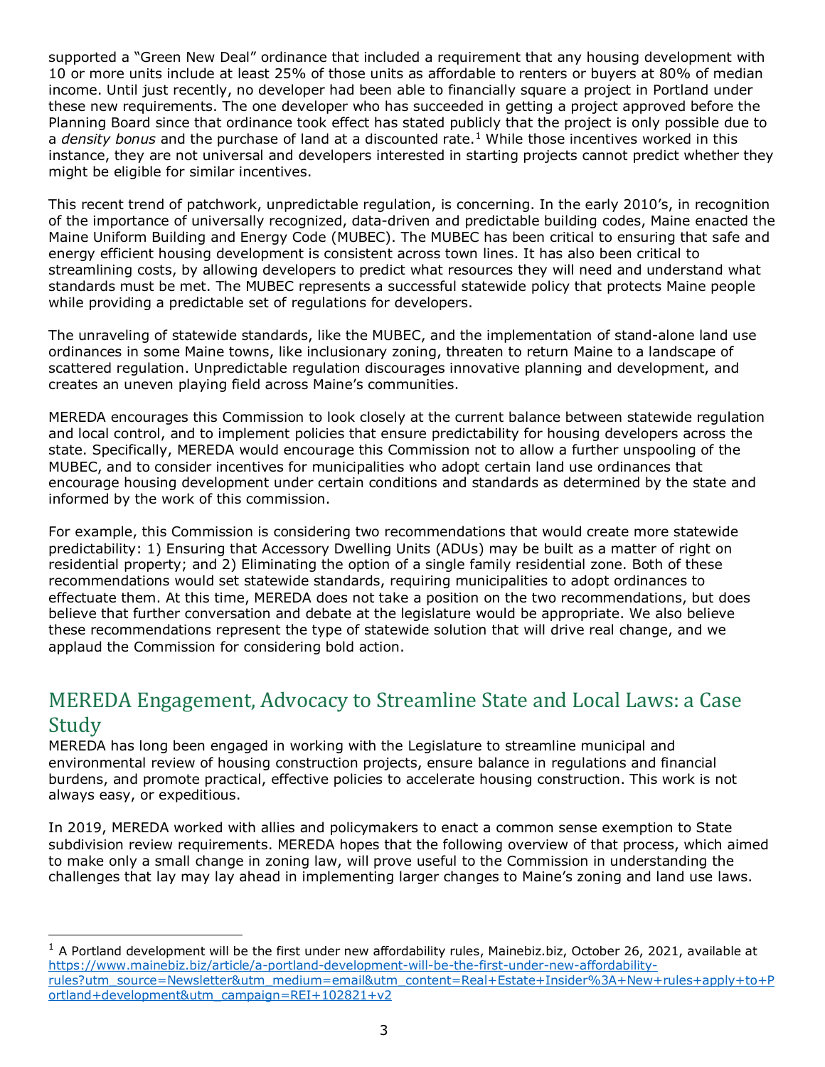supported a "Green New Deal" ordinance that included a requirement that any housing development with 10 or more units include at least 25% of those units as affordable to renters or buyers at 80% of median income. Until just recently, no developer had been able to financially square a project in Portland under these new requirements. The one developer who has succeeded in getting a project approved before the Planning Board since that ordinance took effect has stated publicly that the project is only possible due to a *density bonus* and the purchase of land at a discounted rate.[1] While those incentives worked in this instance, they are not universal and developers interested in starting projects cannot predict whether they might be eligible for similar incentives.

This recent trend of patchwork, unpredictable regulation, is concerning. In the early 2010's, in recognition of the importance of universally recognized, data-driven and predictable building codes, Maine enacted the Maine Uniform Building and Energy Code (MUBEC). The MUBEC has been critical to ensuring that safe and energy efficient housing development is consistent across town lines. It has also been critical to streamlining costs, by allowing developers to predict what resources they will need and understand what standards must be met. The MUBEC represents a successful statewide policy that protects Maine people while providing a predictable set of regulations for developers.

The unraveling of statewide standards, like the MUBEC, and the implementation of stand-alone land use ordinances in some Maine towns, like inclusionary zoning, threaten to return Maine to a landscape of scattered regulation. Unpredictable regulation discourages innovative planning and development, and creates an uneven playing field across Maine's communities.

MEREDA encourages this Commission to look closely at the current balance between statewide regulation and local control, and to implement policies that ensure predictability for housing developers across the state. Specifically, MEREDA would encourage this Commission not to allow a further unspooling of the MUBEC, and to consider incentives for municipalities who adopt certain land use ordinances that encourage housing development under certain conditions and standards as determined by the state and informed by the work of this commission.

For example, this Commission is considering two recommendations that would create more statewide predictability: 1) Ensuring that Accessory Dwelling Units (ADUs) may be built as a matter of right on residential property; and 2) Eliminating the option of a single family residential zone. Both of these recommendations would set statewide standards, requiring municipalities to adopt ordinances to effectuate them. At this time, MEREDA does not take a position on the two recommendations, but does believe that further conversation and debate at the legislature would be appropriate. We also believe these recommendations represent the type of statewide solution that will drive real change, and we applaud the Commission for considering bold action.

## MEREDA Engagement, Advocacy to Streamline State and Local Laws: a Case Study

MEREDA has long been engaged in working with the Legislature to streamline municipal and environmental review of housing construction projects, ensure balance in regulations and financial burdens, and promote practical, effective policies to accelerate housing construction. This work is not always easy, or expeditious.

In 2019, MEREDA worked with allies and policymakers to enact a common sense exemption to State subdivision review requirements. MEREDA hopes that the following overview of that process, which aimed to make only a small change in zoning law, will prove useful to the Commission in understanding the challenges that lay may lay ahead in implementing larger changes to Maine's zoning and land use laws.

---

[1] A Portland development will be the first under new affordability rules, Mainebiz.biz, October 26, 2021, available at https://www.mainebiz.biz/article/a-portland-development-will-be-the-first-under-new-affordability-rules?utm_source=Newsletter&utm_medium=email&utm_content=Real+Estate+Insider%3A+New+rules+apply+to+Portland+development&utm_campaign=REI+102821+v2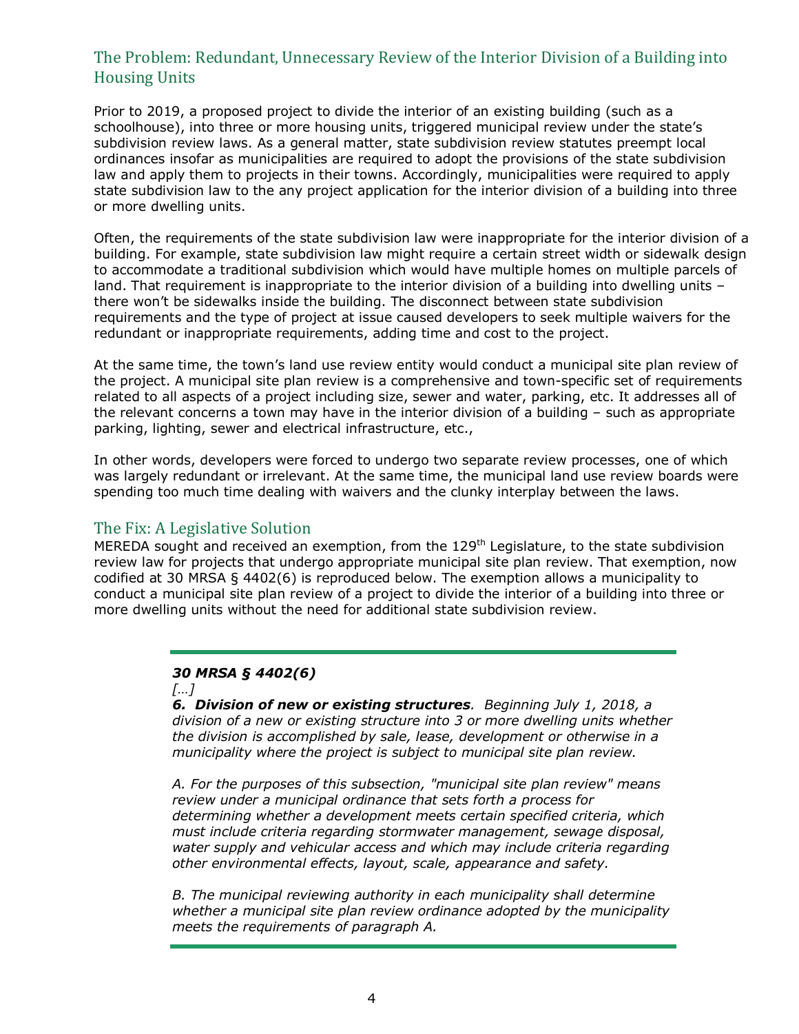## The Problem: Redundant, Unnecessary Review of the Interior Division of a Building into Housing Units

Prior to 2019, a proposed project to divide the interior of an existing building (such as a schoolhouse), into three or more housing units, triggered municipal review under the state's subdivision review laws. As a general matter, state subdivision review statutes preempt local ordinances insofar as municipalities are required to adopt the provisions of the state subdivision law and apply them to projects in their towns. Accordingly, municipalities were required to apply state subdivision law to the any project application for the interior division of a building into three or more dwelling units.

Often, the requirements of the state subdivision law were inappropriate for the interior division of a building. For example, state subdivision law might require a certain street width or sidewalk design to accommodate a traditional subdivision which would have multiple homes on multiple parcels of land. That requirement is inappropriate to the interior division of a building into dwelling units – there won't be sidewalks inside the building. The disconnect between state subdivision requirements and the type of project at issue caused developers to seek multiple waivers for the redundant or inappropriate requirements, adding time and cost to the project.

At the same time, the town's land use review entity would conduct a municipal site plan review of the project. A municipal site plan review is a comprehensive and town-specific set of requirements related to all aspects of a project including size, sewer and water, parking, etc. It addresses all of the relevant concerns a town may have in the interior division of a building – such as appropriate parking, lighting, sewer and electrical infrastructure, etc.,

In other words, developers were forced to undergo two separate review processes, one of which was largely redundant or irrelevant. At the same time, the municipal land use review boards were spending too much time dealing with waivers and the clunky interplay between the laws.

## The Fix: A Legislative Solution

MEREDA sought and received an exemption, from the 129th Legislature, to the state subdivision review law for projects that undergo appropriate municipal site plan review. That exemption, now codified at 30 MRSA § 4402(6) is reproduced below. The exemption allows a municipality to conduct a municipal site plan review of a project to divide the interior of a building into three or more dwelling units without the need for additional state subdivision review.

---

***30 MRSA § 4402(6)***

*[…]*

***6. Division of new or existing structures****. Beginning July 1, 2018, a division of a new or existing structure into 3 or more dwelling units whether the division is accomplished by sale, lease, development or otherwise in a municipality where the project is subject to municipal site plan review.*

*A. For the purposes of this subsection, "municipal site plan review" means review under a municipal ordinance that sets forth a process for determining whether a development meets certain specified criteria, which must include criteria regarding stormwater management, sewage disposal, water supply and vehicular access and which may include criteria regarding other environmental effects, layout, scale, appearance and safety.*

*B. The municipal reviewing authority in each municipality shall determine whether a municipal site plan review ordinance adopted by the municipality meets the requirements of paragraph A.*

---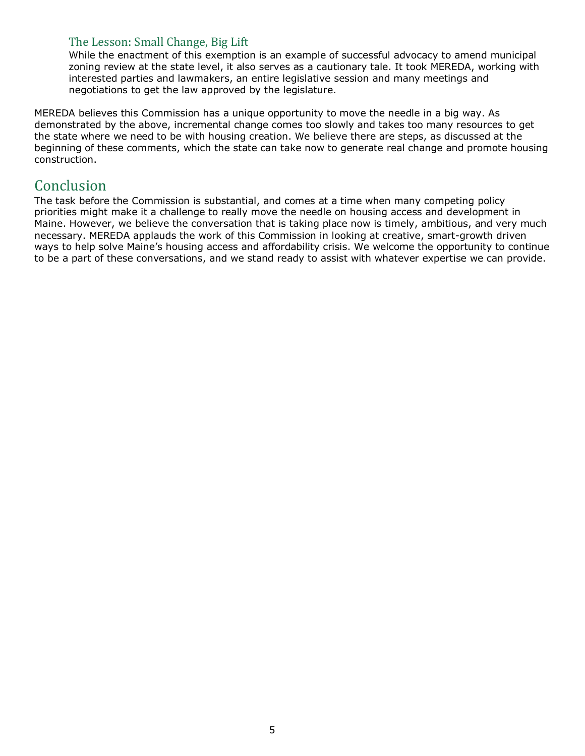### The Lesson: Small Change, Big Lift

While the enactment of this exemption is an example of successful advocacy to amend municipal zoning review at the state level, it also serves as a cautionary tale. It took MEREDA, working with interested parties and lawmakers, an entire legislative session and many meetings and negotiations to get the law approved by the legislature.

MEREDA believes this Commission has a unique opportunity to move the needle in a big way. As demonstrated by the above, incremental change comes too slowly and takes too many resources to get the state where we need to be with housing creation. We believe there are steps, as discussed at the beginning of these comments, which the state can take now to generate real change and promote housing construction.

## Conclusion

The task before the Commission is substantial, and comes at a time when many competing policy priorities might make it a challenge to really move the needle on housing access and development in Maine. However, we believe the conversation that is taking place now is timely, ambitious, and very much necessary. MEREDA applauds the work of this Commission in looking at creative, smart-growth driven ways to help solve Maine's housing access and affordability crisis. We welcome the opportunity to continue to be a part of these conversations, and we stand ready to assist with whatever expertise we can provide.